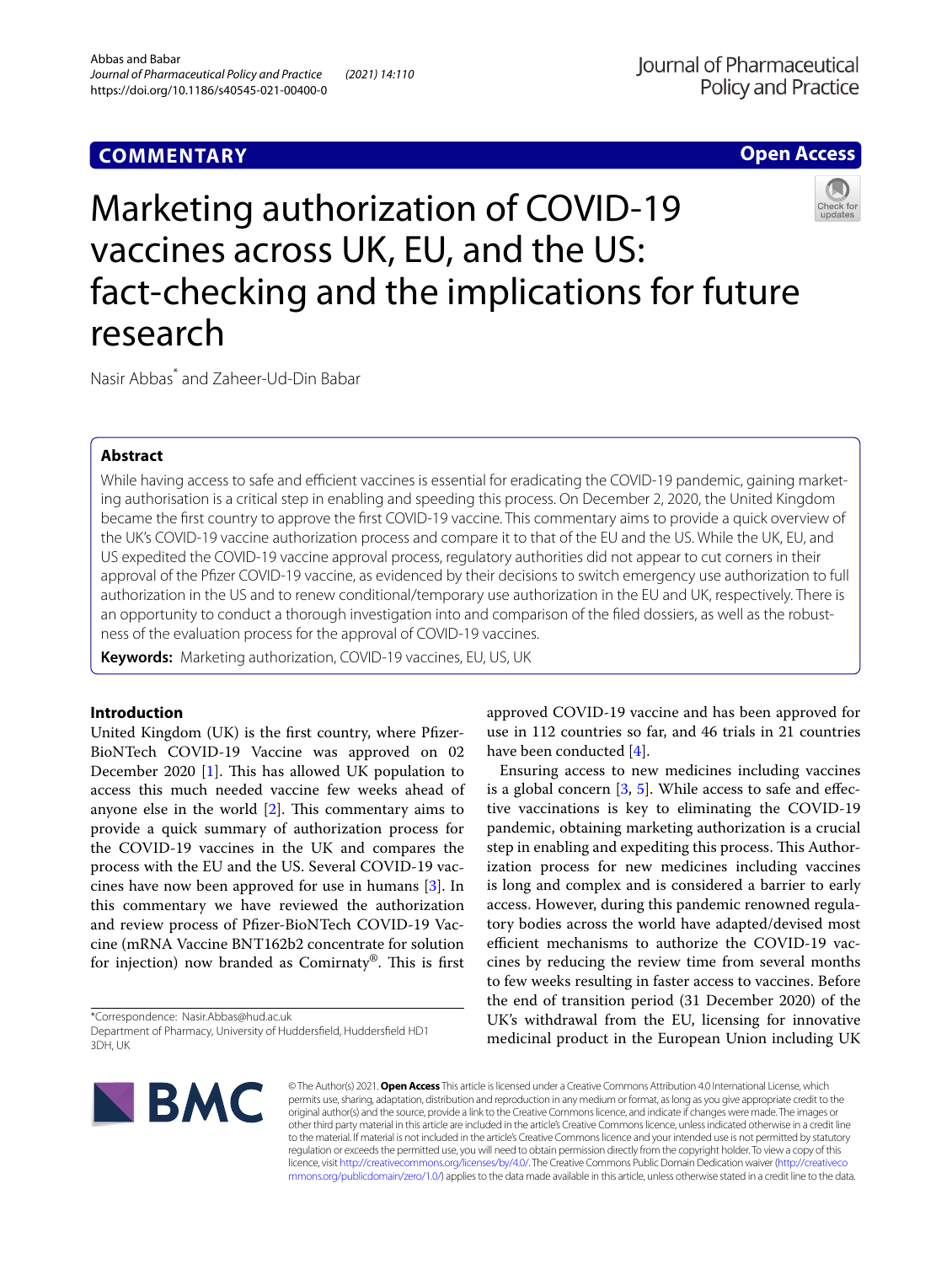COMMENTARY

Open Access

# Marketing authorization of COVID-19 vaccines across UK, EU, and the US: fact-checking and the implications for future research

Nasir Abbas* and Zaheer-Ud-Din Babar

## Abstract

While having access to safe and efficient vaccines is essential for eradicating the COVID-19 pandemic, gaining marketing authorisation is a critical step in enabling and speeding this process. On December 2, 2020, the United Kingdom became the first country to approve the first COVID-19 vaccine. This commentary aims to provide a quick overview of the UK's COVID-19 vaccine authorization process and compare it to that of the EU and the US. While the UK, EU, and US expedited the COVID-19 vaccine approval process, regulatory authorities did not appear to cut corners in their approval of the Pfizer COVID-19 vaccine, as evidenced by their decisions to switch emergency use authorization to full authorization in the US and to renew conditional/temporary use authorization in the EU and UK, respectively. There is an opportunity to conduct a thorough investigation into and comparison of the filed dossiers, as well as the robustness of the evaluation process for the approval of COVID-19 vaccines.

**Keywords:** Marketing authorization, COVID-19 vaccines, EU, US, UK

## Introduction

United Kingdom (UK) is the first country, where Pfizer-BioNTech COVID-19 Vaccine was approved on 02 December 2020 [1]. This has allowed UK population to access this much needed vaccine few weeks ahead of anyone else in the world [2]. This commentary aims to provide a quick summary of authorization process for the COVID-19 vaccines in the UK and compares the process with the EU and the US. Several COVID-19 vaccines have now been approved for use in humans [3]. In this commentary we have reviewed the authorization and review process of Pfizer-BioNTech COVID-19 Vaccine (mRNA Vaccine BNT162b2 concentrate for solution for injection) now branded as Comirnaty®. This is first approved COVID-19 vaccine and has been approved for use in 112 countries so far, and 46 trials in 21 countries have been conducted [4].

Ensuring access to new medicines including vaccines is a global concern [3, 5]. While access to safe and effective vaccinations is key to eliminating the COVID-19 pandemic, obtaining marketing authorization is a crucial step in enabling and expediting this process. This Authorization process for new medicines including vaccines is long and complex and is considered a barrier to early access. However, during this pandemic renowned regulatory bodies across the world have adapted/devised most efficient mechanisms to authorize the COVID-19 vaccines by reducing the review time from several months to few weeks resulting in faster access to vaccines. Before the end of transition period (31 December 2020) of the UK's withdrawal from the EU, licensing for innovative medicinal product in the European Union including UK

*Correspondence: Nasir.Abbas@hud.ac.uk
Department of Pharmacy, University of Huddersfield, Huddersfield HD1 3DH, UK

© The Author(s) 2021. **Open Access** This article is licensed under a Creative Commons Attribution 4.0 International License, which permits use, sharing, adaptation, distribution and reproduction in any medium or format, as long as you give appropriate credit to the original author(s) and the source, provide a link to the Creative Commons licence, and indicate if changes were made. The images or other third party material in this article are included in the article's Creative Commons licence, unless indicated otherwise in a credit line to the material. If material is not included in the article's Creative Commons licence and your intended use is not permitted by statutory regulation or exceeds the permitted use, you will need to obtain permission directly from the copyright holder. To view a copy of this licence, visit http://creativecommons.org/licenses/by/4.0/. The Creative Commons Public Domain Dedication waiver (http://creativecommons.org/publicdomain/zero/1.0/) applies to the data made available in this article, unless otherwise stated in a credit line to the data.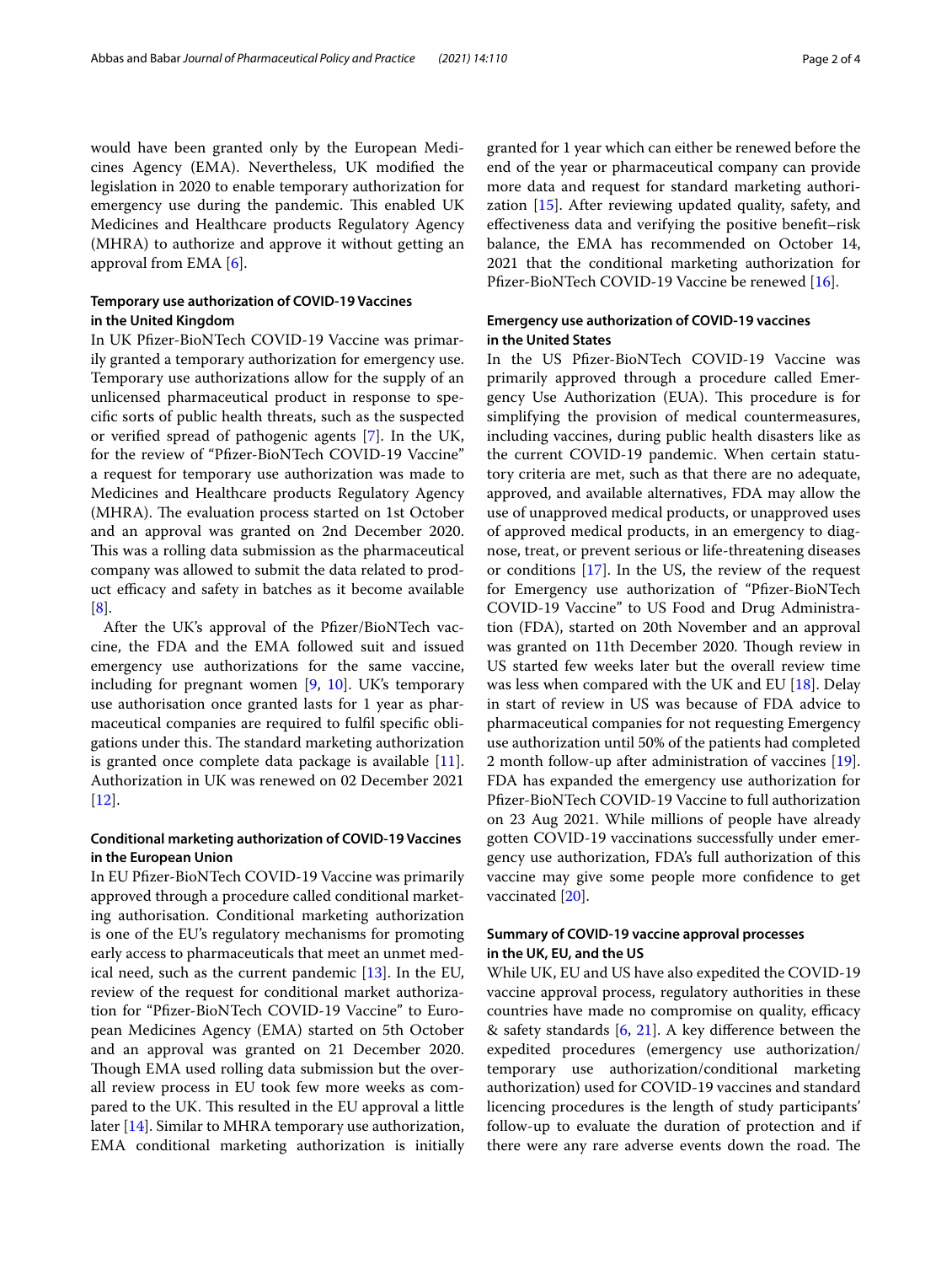would have been granted only by the European Medicines Agency (EMA). Nevertheless, UK modified the legislation in 2020 to enable temporary authorization for emergency use during the pandemic. This enabled UK Medicines and Healthcare products Regulatory Agency (MHRA) to authorize and approve it without getting an approval from EMA [6].

### Temporary use authorization of COVID-19 Vaccines in the United Kingdom

In UK Pfizer-BioNTech COVID-19 Vaccine was primarily granted a temporary authorization for emergency use. Temporary use authorizations allow for the supply of an unlicensed pharmaceutical product in response to specific sorts of public health threats, such as the suspected or verified spread of pathogenic agents [7]. In the UK, for the review of "Pfizer-BioNTech COVID-19 Vaccine" a request for temporary use authorization was made to Medicines and Healthcare products Regulatory Agency (MHRA). The evaluation process started on 1st October and an approval was granted on 2nd December 2020. This was a rolling data submission as the pharmaceutical company was allowed to submit the data related to product efficacy and safety in batches as it become available [8].

After the UK's approval of the Pfizer/BioNTech vaccine, the FDA and the EMA followed suit and issued emergency use authorizations for the same vaccine, including for pregnant women [9, 10]. UK's temporary use authorisation once granted lasts for 1 year as pharmaceutical companies are required to fulfil specific obligations under this. The standard marketing authorization is granted once complete data package is available [11]. Authorization in UK was renewed on 02 December 2021 [12].

### Conditional marketing authorization of COVID-19 Vaccines in the European Union

In EU Pfizer-BioNTech COVID-19 Vaccine was primarily approved through a procedure called conditional marketing authorisation. Conditional marketing authorization is one of the EU's regulatory mechanisms for promoting early access to pharmaceuticals that meet an unmet medical need, such as the current pandemic [13]. In the EU, review of the request for conditional market authorization for "Pfizer-BioNTech COVID-19 Vaccine" to European Medicines Agency (EMA) started on 5th October and an approval was granted on 21 December 2020. Though EMA used rolling data submission but the overall review process in EU took few more weeks as compared to the UK. This resulted in the EU approval a little later [14]. Similar to MHRA temporary use authorization, EMA conditional marketing authorization is initially granted for 1 year which can either be renewed before the end of the year or pharmaceutical company can provide more data and request for standard marketing authorization [15]. After reviewing updated quality, safety, and effectiveness data and verifying the positive benefit–risk balance, the EMA has recommended on October 14, 2021 that the conditional marketing authorization for Pfizer-BioNTech COVID-19 Vaccine be renewed [16].

### Emergency use authorization of COVID-19 vaccines in the United States

In the US Pfizer-BioNTech COVID-19 Vaccine was primarily approved through a procedure called Emergency Use Authorization (EUA). This procedure is for simplifying the provision of medical countermeasures, including vaccines, during public health disasters like as the current COVID-19 pandemic. When certain statutory criteria are met, such as that there are no adequate, approved, and available alternatives, FDA may allow the use of unapproved medical products, or unapproved uses of approved medical products, in an emergency to diagnose, treat, or prevent serious or life-threatening diseases or conditions [17]. In the US, the review of the request for Emergency use authorization of "Pfizer-BioNTech COVID-19 Vaccine" to US Food and Drug Administration (FDA), started on 20th November and an approval was granted on 11th December 2020. Though review in US started few weeks later but the overall review time was less when compared with the UK and EU [18]. Delay in start of review in US was because of FDA advice to pharmaceutical companies for not requesting Emergency use authorization until 50% of the patients had completed 2 month follow-up after administration of vaccines [19]. FDA has expanded the emergency use authorization for Pfizer-BioNTech COVID-19 Vaccine to full authorization on 23 Aug 2021. While millions of people have already gotten COVID-19 vaccinations successfully under emergency use authorization, FDA's full authorization of this vaccine may give some people more confidence to get vaccinated [20].

### Summary of COVID-19 vaccine approval processes in the UK, EU, and the US

While UK, EU and US have also expedited the COVID-19 vaccine approval process, regulatory authorities in these countries have made no compromise on quality, efficacy & safety standards [6, 21]. A key difference between the expedited procedures (emergency use authorization/temporary use authorization/conditional marketing authorization) used for COVID-19 vaccines and standard licencing procedures is the length of study participants' follow-up to evaluate the duration of protection and if there were any rare adverse events down the road. The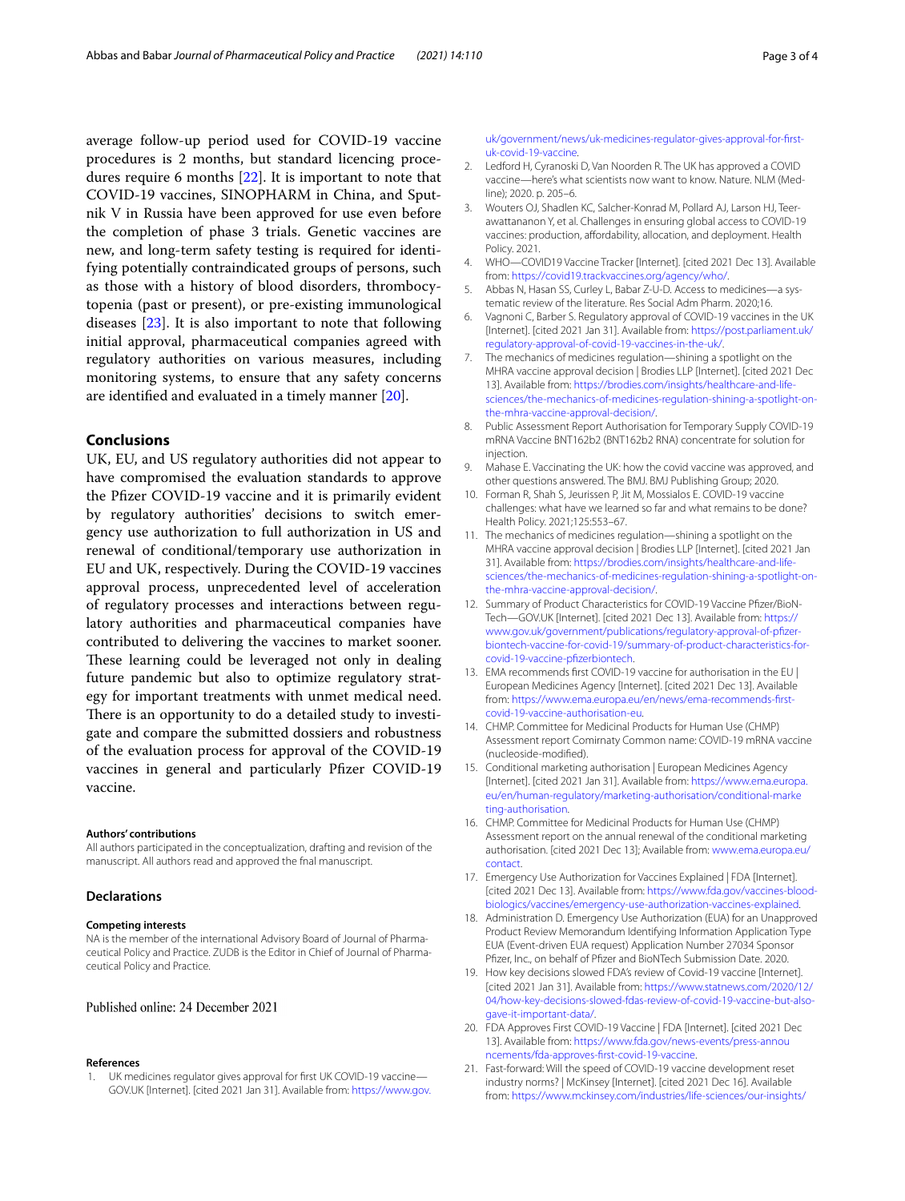average follow-up period used for COVID-19 vaccine procedures is 2 months, but standard licencing procedures require 6 months [22]. It is important to note that COVID-19 vaccines, SINOPHARM in China, and Sputnik V in Russia have been approved for use even before the completion of phase 3 trials. Genetic vaccines are new, and long-term safety testing is required for identifying potentially contraindicated groups of persons, such as those with a history of blood disorders, thrombocytopenia (past or present), or pre-existing immunological diseases [23]. It is also important to note that following initial approval, pharmaceutical companies agreed with regulatory authorities on various measures, including monitoring systems, to ensure that any safety concerns are identified and evaluated in a timely manner [20].

## Conclusions

UK, EU, and US regulatory authorities did not appear to have compromised the evaluation standards to approve the Pfizer COVID-19 vaccine and it is primarily evident by regulatory authorities' decisions to switch emergency use authorization to full authorization in US and renewal of conditional/temporary use authorization in EU and UK, respectively. During the COVID-19 vaccines approval process, unprecedented level of acceleration of regulatory processes and interactions between regulatory authorities and pharmaceutical companies have contributed to delivering the vaccines to market sooner. These learning could be leveraged not only in dealing future pandemic but also to optimize regulatory strategy for important treatments with unmet medical need. There is an opportunity to do a detailed study to investigate and compare the submitted dossiers and robustness of the evaluation process for approval of the COVID-19 vaccines in general and particularly Pfizer COVID-19 vaccine.

#### Authors' contributions

All authors participated in the conceptualization, drafting and revision of the manuscript. All authors read and approved the final manuscript.

### Declarations

#### Competing interests

NA is the member of the international Advisory Board of Journal of Pharmaceutical Policy and Practice. ZUDB is the Editor in Chief of Journal of Pharmaceutical Policy and Practice.

Published online: 24 December 2021

#### References

1. UK medicines regulator gives approval for first UK COVID-19 vaccine—GOV.UK [Internet]. [cited 2021 Jan 31]. Available from: https://www.gov.uk/government/news/uk-medicines-regulator-gives-approval-for-first-uk-covid-19-vaccine.
2. Ledford H, Cyranoski D, Van Noorden R. The UK has approved a COVID vaccine—here's what scientists now want to know. Nature. NLM (Medline); 2020. p. 205–6.
3. Wouters OJ, Shadlen KC, Salcher-Konrad M, Pollard AJ, Larson HJ, Teerawattananon Y, et al. Challenges in ensuring global access to COVID-19 vaccines: production, affordability, allocation, and deployment. Health Policy. 2021.
4. WHO—COVID19 Vaccine Tracker [Internet]. [cited 2021 Dec 13]. Available from: https://covid19.trackvaccines.org/agency/who/.
5. Abbas N, Hasan SS, Curley L, Babar Z-U-D. Access to medicines—a systematic review of the literature. Res Social Adm Pharm. 2020;16.
6. Vagnoni C, Barber S. Regulatory approval of COVID-19 vaccines in the UK [Internet]. [cited 2021 Jan 31]. Available from: https://post.parliament.uk/regulatory-approval-of-covid-19-vaccines-in-the-uk/.
7. The mechanics of medicines regulation—shining a spotlight on the MHRA vaccine approval decision | Brodies LLP [Internet]. [cited 2021 Dec 13]. Available from: https://brodies.com/insights/healthcare-and-life-sciences/the-mechanics-of-medicines-regulation-shining-a-spotlight-on-the-mhra-vaccine-approval-decision/.
8. Public Assessment Report Authorisation for Temporary Supply COVID-19 mRNA Vaccine BNT162b2 (BNT162b2 RNA) concentrate for solution for injection.
9. Mahase E. Vaccinating the UK: how the covid vaccine was approved, and other questions answered. The BMJ. BMJ Publishing Group; 2020.
10. Forman R, Shah S, Jeurissen P, Jit M, Mossialos E. COVID-19 vaccine challenges: what have we learned so far and what remains to be done? Health Policy. 2021;125:553–67.
11. The mechanics of medicines regulation—shining a spotlight on the MHRA vaccine approval decision | Brodies LLP [Internet]. [cited 2021 Jan 31]. Available from: https://brodies.com/insights/healthcare-and-life-sciences/the-mechanics-of-medicines-regulation-shining-a-spotlight-on-the-mhra-vaccine-approval-decision/.
12. Summary of Product Characteristics for COVID-19 Vaccine Pfizer/BioNTech—GOV.UK [Internet]. [cited 2021 Dec 13]. Available from: https://www.gov.uk/government/publications/regulatory-approval-of-pfizer-biontech-vaccine-for-covid-19/summary-of-product-characteristics-for-covid-19-vaccine-pfizerbiontech.
13. EMA recommends first COVID-19 vaccine for authorisation in the EU | European Medicines Agency [Internet]. [cited 2021 Dec 13]. Available from: https://www.ema.europa.eu/en/news/ema-recommends-first-covid-19-vaccine-authorisation-eu.
14. CHMP. Committee for Medicinal Products for Human Use (CHMP) Assessment report Comirnaty Common name: COVID-19 mRNA vaccine (nucleoside-modified).
15. Conditional marketing authorisation | European Medicines Agency [Internet]. [cited 2021 Jan 31]. Available from: https://www.ema.europa.eu/en/human-regulatory/marketing-authorisation/conditional-marketing-authorisation.
16. CHMP. Committee for Medicinal Products for Human Use (CHMP) Assessment report on the annual renewal of the conditional marketing authorisation. [cited 2021 Dec 13]; Available from: www.ema.europa.eu/contact.
17. Emergency Use Authorization for Vaccines Explained | FDA [Internet]. [cited 2021 Dec 13]. Available from: https://www.fda.gov/vaccines-blood-biologics/vaccines/emergency-use-authorization-vaccines-explained.
18. Administration D. Emergency Use Authorization (EUA) for an Unapproved Product Review Memorandum Identifying Information Application Type EUA (Event-driven EUA request) Application Number 27034 Sponsor Pfizer, Inc., on behalf of Pfizer and BioNTech Submission Date. 2020.
19. How key decisions slowed FDA's review of Covid-19 vaccine [Internet]. [cited 2021 Jan 31]. Available from: https://www.statnews.com/2020/12/04/how-key-decisions-slowed-fdas-review-of-covid-19-vaccine-but-also-gave-it-important-data/.
20. FDA Approves First COVID-19 Vaccine | FDA [Internet]. [cited 2021 Dec 13]. Available from: https://www.fda.gov/news-events/press-announcements/fda-approves-first-covid-19-vaccine.
21. Fast-forward: Will the speed of COVID-19 vaccine development reset industry norms? | McKinsey [Internet]. [cited 2021 Dec 16]. Available from: https://www.mckinsey.com/industries/life-sciences/our-insights/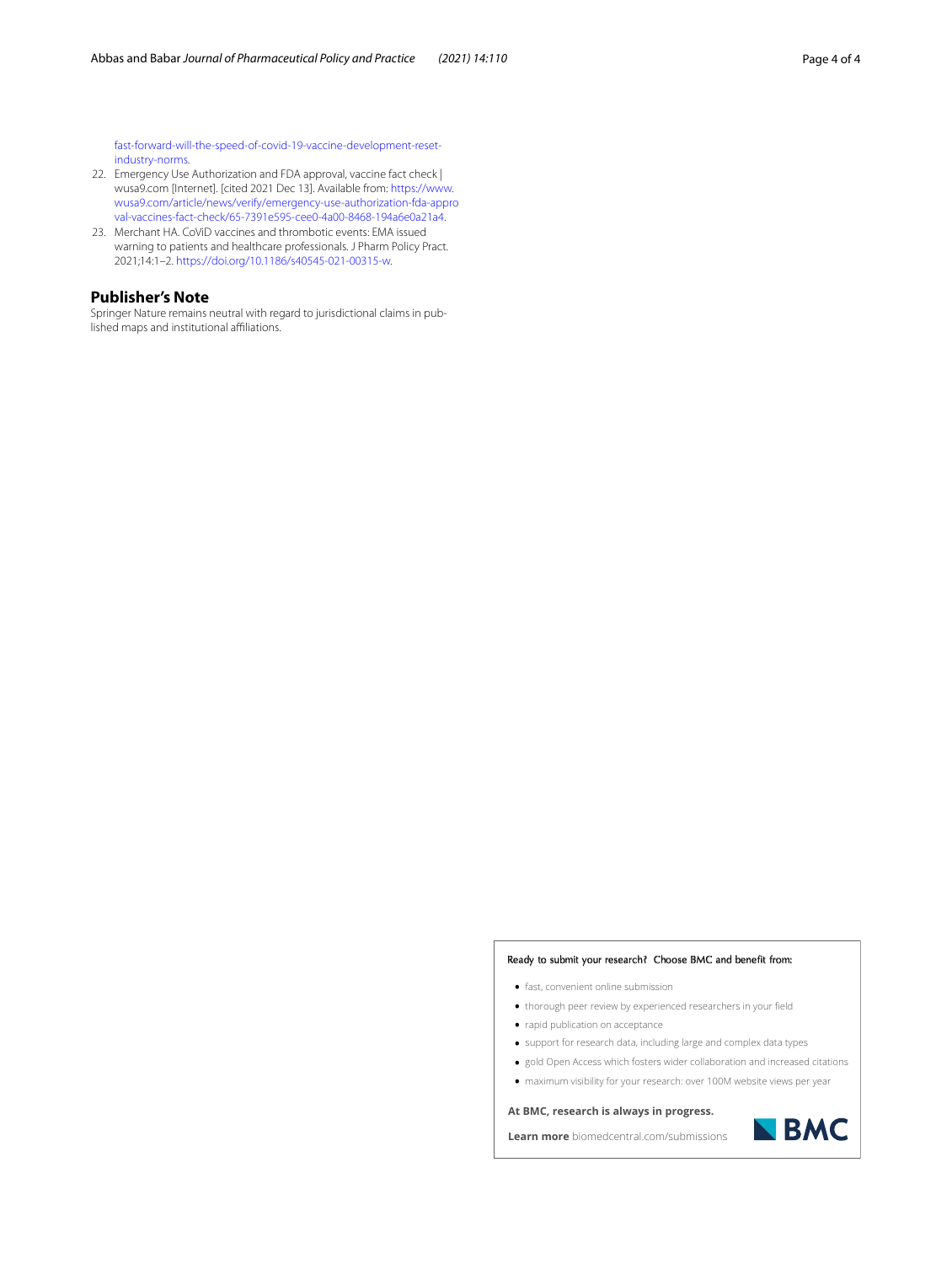fast-forward-will-the-speed-of-covid-19-vaccine-development-reset-industry-norms.

22. Emergency Use Authorization and FDA approval, vaccine fact check | wusa9.com [Internet]. [cited 2021 Dec 13]. Available from: https://www.wusa9.com/article/news/verify/emergency-use-authorization-fda-approval-vaccines-fact-check/65-7391e595-cee0-4a00-8468-194a6e0a21a4.
23. Merchant HA. CoViD vaccines and thrombotic events: EMA issued warning to patients and healthcare professionals. J Pharm Policy Pract. 2021;14:1–2. https://doi.org/10.1186/s40545-021-00315-w.

## Publisher's Note

Springer Nature remains neutral with regard to jurisdictional claims in published maps and institutional affiliations.

Ready to submit your research? Choose BMC and benefit from:

- fast, convenient online submission
- thorough peer review by experienced researchers in your field
- rapid publication on acceptance
- support for research data, including large and complex data types
- gold Open Access which fosters wider collaboration and increased citations
- maximum visibility for your research: over 100M website views per year

**At BMC, research is always in progress.**

**Learn more** biomedcentral.com/submissions

BMC